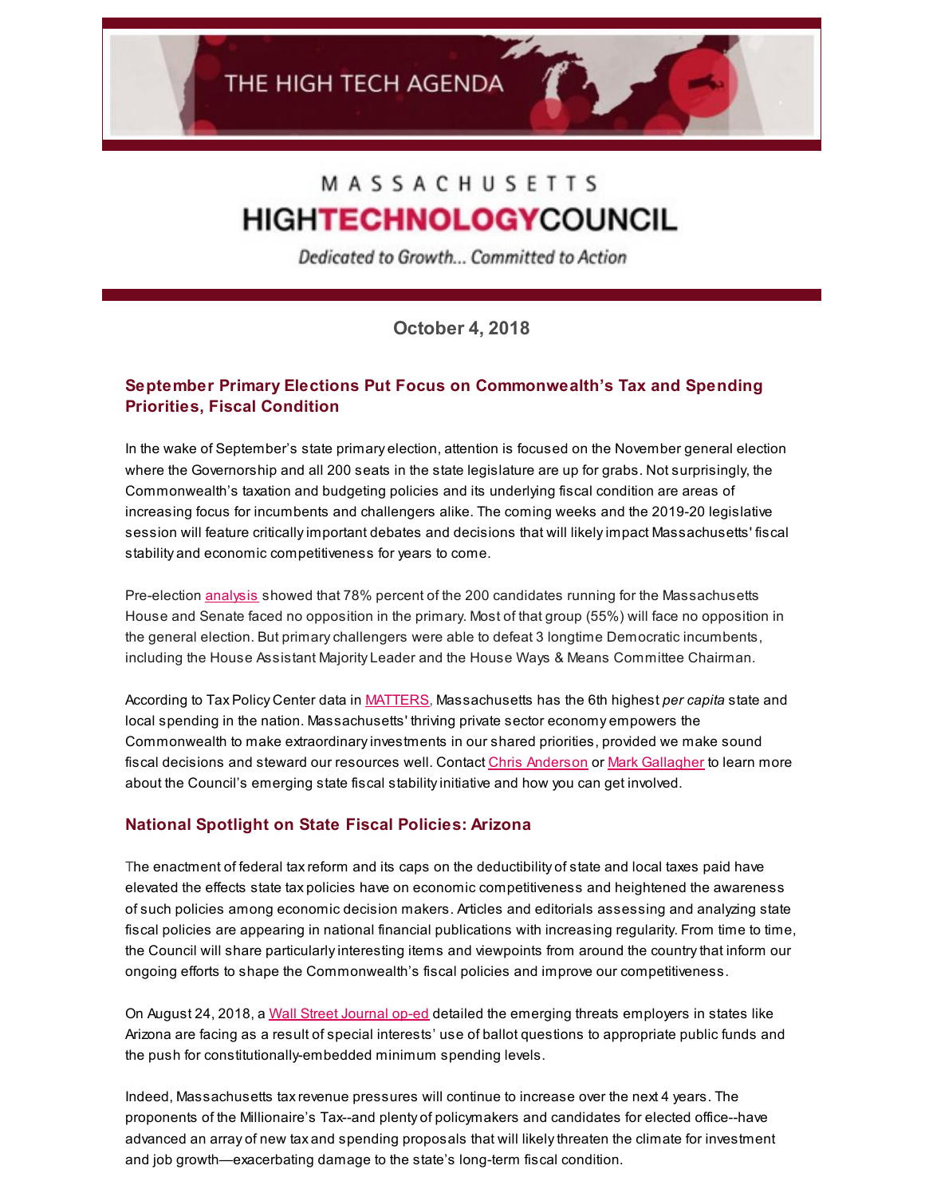THE HIGH TECH AGENDA

MASSACHUSETTS
**HIGHTECHNOLOGYCOUNCIL**

*Dedicated to Growth... Committed to Action*

**October 4, 2018**

## September Primary Elections Put Focus on Commonwealth's Tax and Spending Priorities, Fiscal Condition

In the wake of September's state primary election, attention is focused on the November general election where the Governorship and all 200 seats in the state legislature are up for grabs. Not surprisingly, the Commonwealth's taxation and budgeting policies and its underlying fiscal condition are areas of increasing focus for incumbents and challengers alike. The coming weeks and the 2019-20 legislative session will feature critically important debates and decisions that will likely impact Massachusetts' fiscal stability and economic competitiveness for years to come.

Pre-election analysis showed that 78% percent of the 200 candidates running for the Massachusetts House and Senate faced no opposition in the primary. Most of that group (55%) will face no opposition in the general election. But primary challengers were able to defeat 3 longtime Democratic incumbents, including the House Assistant Majority Leader and the House Ways & Means Committee Chairman.

According to Tax Policy Center data in MATTERS, Massachusetts has the 6th highest *per capita* state and local spending in the nation. Massachusetts' thriving private sector economy empowers the Commonwealth to make extraordinary investments in our shared priorities, provided we make sound fiscal decisions and steward our resources well. Contact Chris Anderson or Mark Gallagher to learn more about the Council's emerging state fiscal stability initiative and how you can get involved.

## National Spotlight on State Fiscal Policies: Arizona

The enactment of federal tax reform and its caps on the deductibility of state and local taxes paid have elevated the effects state tax policies have on economic competitiveness and heightened the awareness of such policies among economic decision makers. Articles and editorials assessing and analyzing state fiscal policies are appearing in national financial publications with increasing regularity. From time to time, the Council will share particularly interesting items and viewpoints from around the country that inform our ongoing efforts to shape the Commonwealth's fiscal policies and improve our competitiveness.

On August 24, 2018, a Wall Street Journal op-ed detailed the emerging threats employers in states like Arizona are facing as a result of special interests' use of ballot questions to appropriate public funds and the push for constitutionally-embedded minimum spending levels.

Indeed, Massachusetts tax revenue pressures will continue to increase over the next 4 years. The proponents of the Millionaire's Tax--and plenty of policymakers and candidates for elected office--have advanced an array of new tax and spending proposals that will likely threaten the climate for investment and job growth—exacerbating damage to the state's long-term fiscal condition.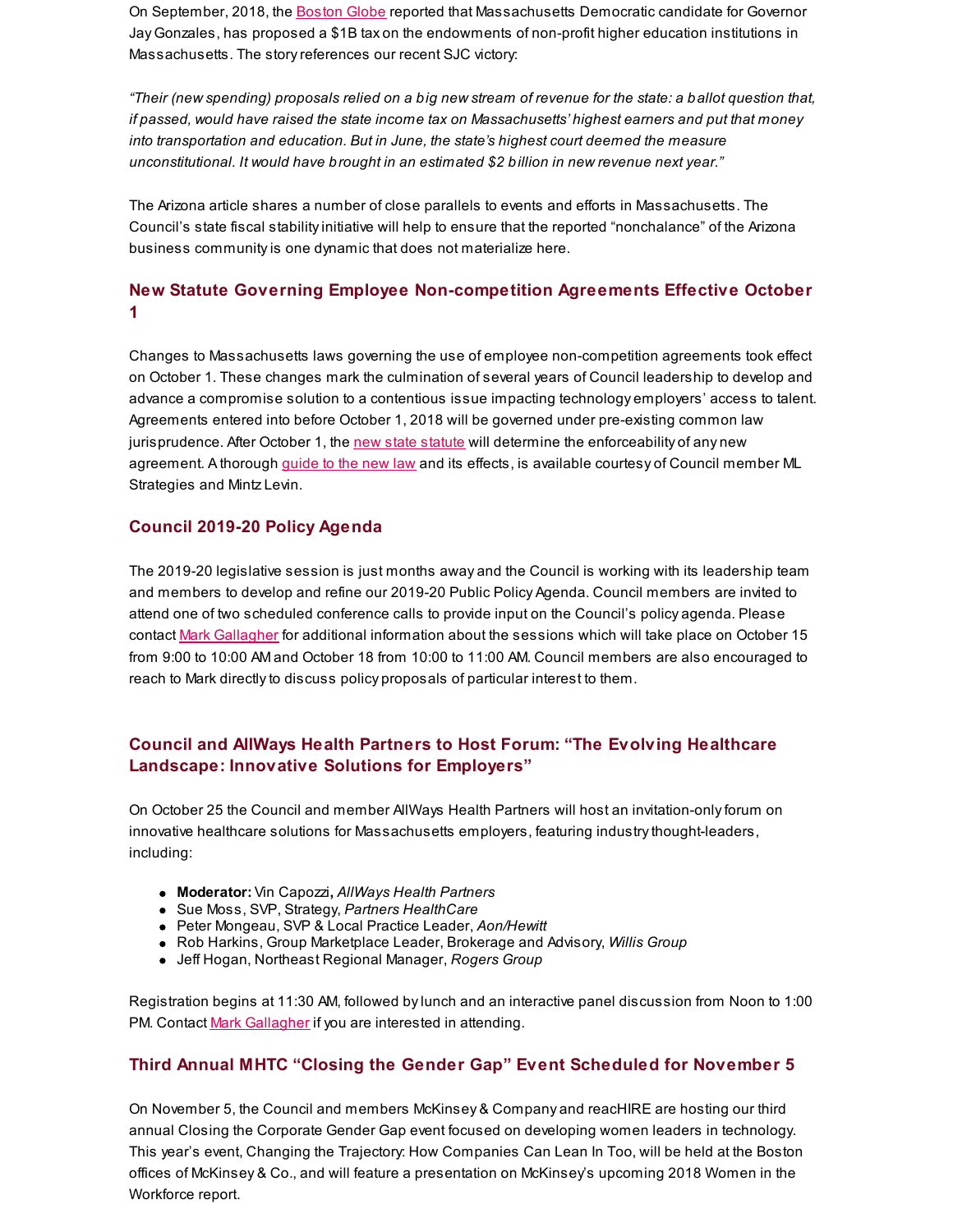On September, 2018, the Boston Globe reported that Massachusetts Democratic candidate for Governor Jay Gonzales, has proposed a $1B tax on the endowments of non-profit higher education institutions in Massachusetts. The story references our recent SJC victory:

*"Their (new spending) proposals relied on a big new stream of revenue for the state: a ballot question that, if passed, would have raised the state income tax on Massachusetts' highest earners and put that money into transportation and education. But in June, the state's highest court deemed the measure unconstitutional. It would have brought in an estimated $2 billion in new revenue next year."*

The Arizona article shares a number of close parallels to events and efforts in Massachusetts. The Council's state fiscal stability initiative will help to ensure that the reported "nonchalance" of the Arizona business community is one dynamic that does not materialize here.

### New Statute Governing Employee Non-competition Agreements Effective October 1

Changes to Massachusetts laws governing the use of employee non-competition agreements took effect on October 1. These changes mark the culmination of several years of Council leadership to develop and advance a compromise solution to a contentious issue impacting technology employers' access to talent. Agreements entered into before October 1, 2018 will be governed under pre-existing common law jurisprudence. After October 1, the new state statute will determine the enforceability of any new agreement. A thorough guide to the new law and its effects, is available courtesy of Council member ML Strategies and Mintz Levin.

### Council 2019-20 Policy Agenda

The 2019-20 legislative session is just months away and the Council is working with its leadership team and members to develop and refine our 2019-20 Public Policy Agenda. Council members are invited to attend one of two scheduled conference calls to provide input on the Council's policy agenda. Please contact Mark Gallagher for additional information about the sessions which will take place on October 15 from 9:00 to 10:00 AM and October 18 from 10:00 to 11:00 AM. Council members are also encouraged to reach to Mark directly to discuss policy proposals of particular interest to them.

### Council and AllWays Health Partners to Host Forum: "The Evolving Healthcare Landscape: Innovative Solutions for Employers"

On October 25 the Council and member AllWays Health Partners will host an invitation-only forum on innovative healthcare solutions for Massachusetts employers, featuring industry thought-leaders, including:

- **Moderator:** Vin Capozzi**,** *AllWays Health Partners*
- Sue Moss, SVP, Strategy, *Partners HealthCare*
- Peter Mongeau, SVP & Local Practice Leader, *Aon/Hewitt*
- Rob Harkins, Group Marketplace Leader, Brokerage and Advisory, *Willis Group*
- Jeff Hogan, Northeast Regional Manager, *Rogers Group*

Registration begins at 11:30 AM, followed by lunch and an interactive panel discussion from Noon to 1:00 PM. Contact Mark Gallagher if you are interested in attending.

### Third Annual MHTC "Closing the Gender Gap" Event Scheduled for November 5

On November 5, the Council and members McKinsey & Company and reacHIRE are hosting our third annual Closing the Corporate Gender Gap event focused on developing women leaders in technology. This year's event, Changing the Trajectory: How Companies Can Lean In Too, will be held at the Boston offices of McKinsey & Co., and will feature a presentation on McKinsey's upcoming 2018 Women in the Workforce report.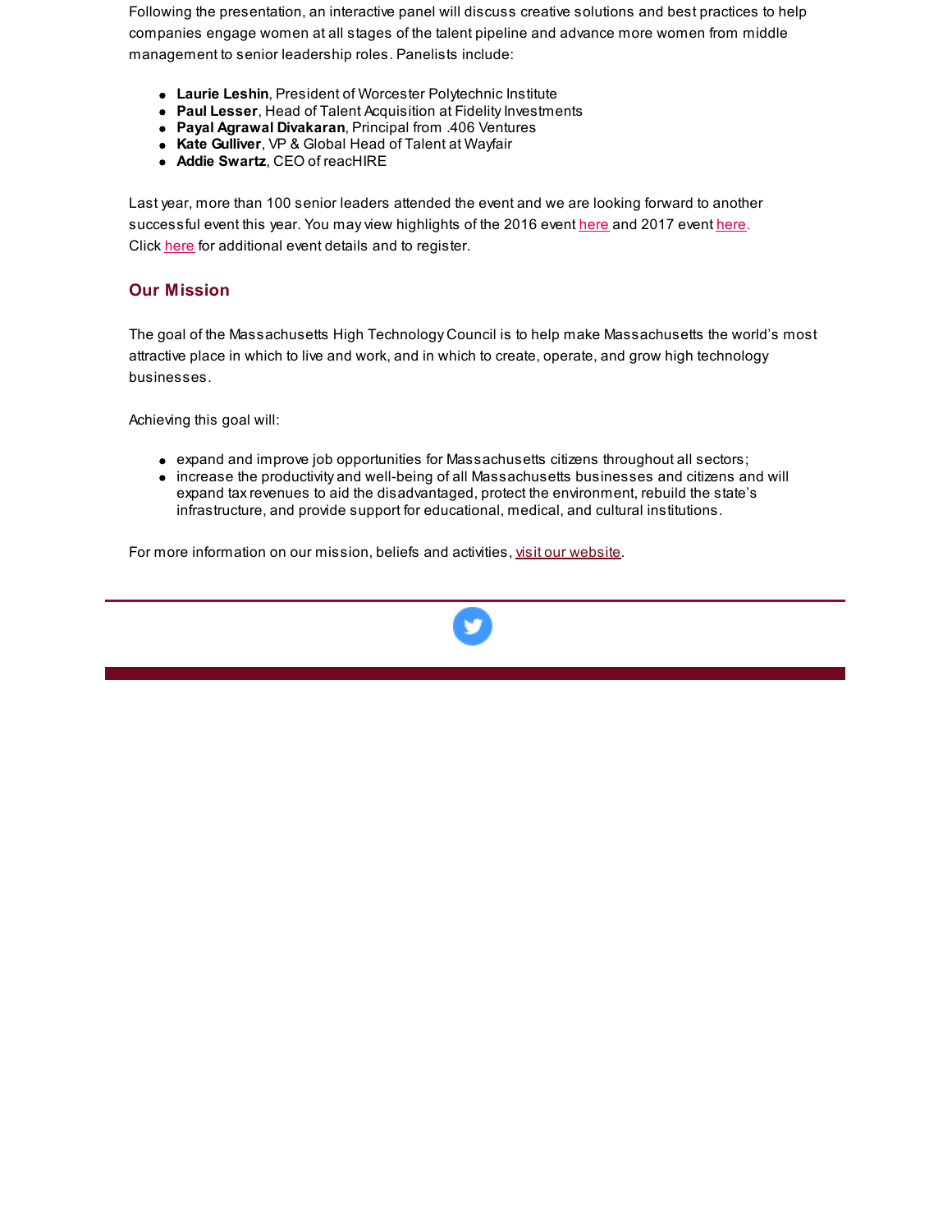Following the presentation, an interactive panel will discuss creative solutions and best practices to help companies engage women at all stages of the talent pipeline and advance more women from middle management to senior leadership roles. Panelists include:

- **Laurie Leshin**, President of Worcester Polytechnic Institute
- **Paul Lesser**, Head of Talent Acquisition at Fidelity Investments
- **Payal Agrawal Divakaran**, Principal from .406 Ventures
- **Kate Gulliver**, VP & Global Head of Talent at Wayfair
- **Addie Swartz**, CEO of reacHIRE

Last year, more than 100 senior leaders attended the event and we are looking forward to another successful event this year. You may view highlights of the 2016 event here and 2017 event here. Click here for additional event details and to register.

## Our Mission

The goal of the Massachusetts High Technology Council is to help make Massachusetts the world's most attractive place in which to live and work, and in which to create, operate, and grow high technology businesses.

Achieving this goal will:

- expand and improve job opportunities for Massachusetts citizens throughout all sectors;
- increase the productivity and well-being of all Massachusetts businesses and citizens and will expand tax revenues to aid the disadvantaged, protect the environment, rebuild the state's infrastructure, and provide support for educational, medical, and cultural institutions.

For more information on our mission, beliefs and activities, visit our website.